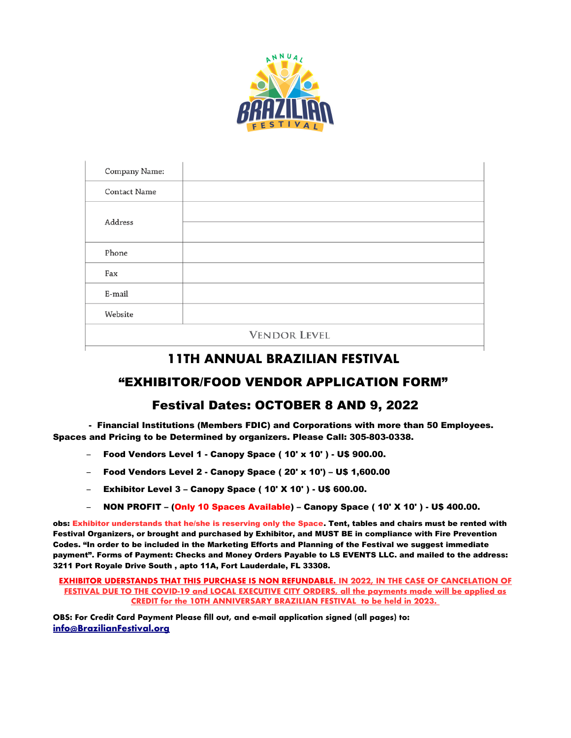| Company Name: | |
|---|---|
| Contact Name | |
| Address | |
| | |
| Phone | |
| Fax | |
| E-mail | |
| Website | |
| VENDOR LEVEL | |

# 11TH ANNUAL BRAZILIAN FESTIVAL

## "EXHIBITOR/FOOD VENDOR APPLICATION FORM"

## Festival Dates: OCTOBER 8 AND 9, 2022

**- Financial Institutions (Members FDIC) and Corporations with more than 50 Employees. Spaces and Pricing to be Determined by organizers. Please Call: 305-803-0338.**

- **Food Vendors Level 1 - Canopy Space ( 10' x 10' ) - U$ 900.00.**
- **Food Vendors Level 2 - Canopy Space ( 20' x 10') – U$ 1,600.00**
- **Exhibitor Level 3 – Canopy Space ( 10' X 10' ) - U$ 600.00.**
- **NON PROFIT – (Only 10 Spaces Available) – Canopy Space ( 10' X 10' ) - U$ 400.00.**

**obs: Exhibitor understands that he/she is reserving only the Space. Tent, tables and chairs must be rented with Festival Organizers, or brought and purchased by Exhibitor, and MUST BE in compliance with Fire Prevention Codes. "In order to be included in the Marketing Efforts and Planning of the Festival we suggest immediate payment". Forms of Payment: Checks and Money Orders Payable to LS EVENTS LLC. and mailed to the address: 3211 Port Royale Drive South , apto 11A, Fort Lauderdale, FL 33308.**

**EXHIBITOR UDERSTANDS THAT THIS PURCHASE IS NON REFUNDABLE. IN 2022, IN THE CASE OF CANCELATION OF FESTIVAL DUE TO THE COVID-19 and LOCAL EXECUTIVE CITY ORDERS, all the payments made will be applied as CREDIT for the 10TH ANNIVERSARY BRAZILIAN FESTIVAL to be held in 2023.**

**OBS: For Credit Card Payment Please fill out, and e-mail application signed (all pages) to: info@BrazilianFestival.org**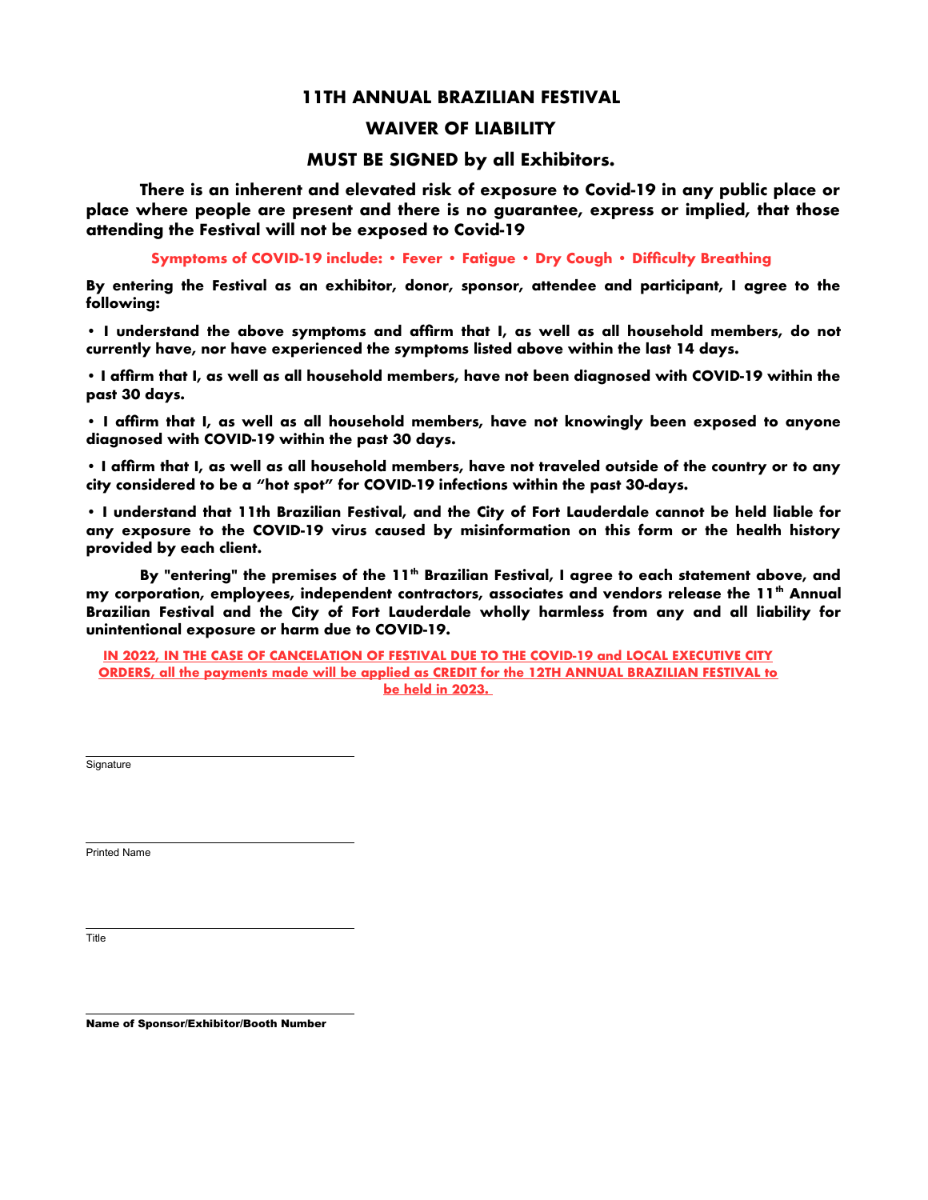# 11TH ANNUAL BRAZILIAN FESTIVAL

## WAIVER OF LIABILITY

## MUST BE SIGNED by all Exhibitors.

**There is an inherent and elevated risk of exposure to Covid-19 in any public place or place where people are present and there is no guarantee, express or implied, that those attending the Festival will not be exposed to Covid-19**

**Symptoms of COVID-19 include: • Fever • Fatigue • Dry Cough • Difficulty Breathing**

**By entering the Festival as an exhibitor, donor, sponsor, attendee and participant, I agree to the following:**

**• I understand the above symptoms and affirm that I, as well as all household members, do not currently have, nor have experienced the symptoms listed above within the last 14 days.**

**• I affirm that I, as well as all household members, have not been diagnosed with COVID-19 within the past 30 days.**

**• I affirm that I, as well as all household members, have not knowingly been exposed to anyone diagnosed with COVID-19 within the past 30 days.**

**• I affirm that I, as well as all household members, have not traveled outside of the country or to any city considered to be a "hot spot" for COVID-19 infections within the past 30-days.**

**• I understand that 11th Brazilian Festival, and the City of Fort Lauderdale cannot be held liable for any exposure to the COVID-19 virus caused by misinformation on this form or the health history provided by each client.**

**By "entering" the premises of the 11th Brazilian Festival, I agree to each statement above, and my corporation, employees, independent contractors, associates and vendors release the 11th Annual Brazilian Festival and the City of Fort Lauderdale wholly harmless from any and all liability for unintentional exposure or harm due to COVID-19.**

**IN 2022, IN THE CASE OF CANCELATION OF FESTIVAL DUE TO THE COVID-19 and LOCAL EXECUTIVE CITY ORDERS, all the payments made will be applied as CREDIT for the 12TH ANNUAL BRAZILIAN FESTIVAL to be held in 2023.**

\_\_\_\_\_\_\_\_\_\_\_\_\_\_\_\_\_\_\_\_\_\_\_\_\_\_\_\_\_\_
Signature

\_\_\_\_\_\_\_\_\_\_\_\_\_\_\_\_\_\_\_\_\_\_\_\_\_\_\_\_\_\_
Printed Name

\_\_\_\_\_\_\_\_\_\_\_\_\_\_\_\_\_\_\_\_\_\_\_\_\_\_\_\_\_\_
Title

\_\_\_\_\_\_\_\_\_\_\_\_\_\_\_\_\_\_\_\_\_\_\_\_\_\_\_\_\_\_
**Name of Sponsor/Exhibitor/Booth Number**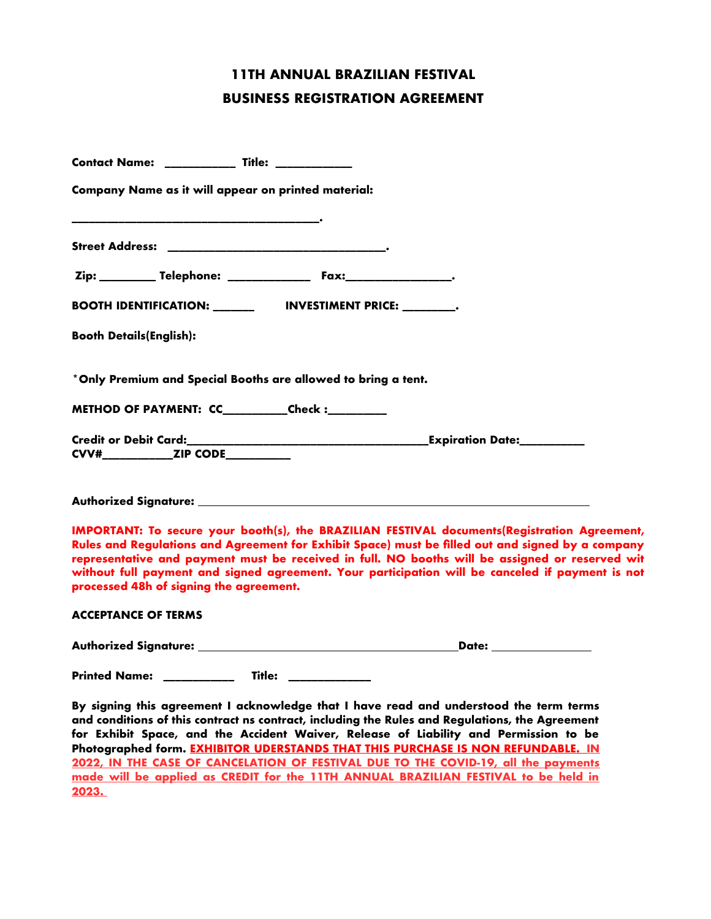# 11TH ANNUAL BRAZILIAN FESTIVAL

## BUSINESS REGISTRATION AGREEMENT

**Contact Name:** ___________ **Title:** ____________

**Company Name as it will appear on printed material:**

______________________________________.

**Street Address:** __________________________________.

**Zip:** _________ **Telephone:** _____________ **Fax:**________________.

**BOOTH IDENTIFICATION:** _______ **INVESTIMENT PRICE:** ________.

**Booth Details(English):**

***Only Premium and Special Booths are allowed to bring a tent.**

**METHOD OF PAYMENT: CC**__________**Check :**_________

**Credit or Debit Card:**_____________________________________**Expiration Date:**__________
**CVV#**___________**ZIP CODE**__________

**Authorized Signature:** ____________________________________________________________

**IMPORTANT: To secure your booth(s), the BRAZILIAN FESTIVAL documents(Registration Agreement, Rules and Regulations and Agreement for Exhibit Space) must be filled out and signed by a company representative and payment must be received in full. NO booths will be assigned or reserved wit without full payment and signed agreement. Your participation will be canceled if payment is not processed 48h of signing the agreement.**

**ACCEPTANCE OF TERMS**

**Authorized Signature:** ________________________________________**Date:** _______________

**Printed Name:** ___________ **Title:** _____________

**By signing this agreement I acknowledge that I have read and understood the term terms and conditions of this contract ns contract, including the Rules and Regulations, the Agreement for Exhibit Space, and the Accident Waiver, Release of Liability and Permission to be Photographed form. EXHIBITOR UDERSTANDS THAT THIS PURCHASE IS NON REFUNDABLE. IN 2022, IN THE CASE OF CANCELATION OF FESTIVAL DUE TO THE COVID-19, all the payments made will be applied as CREDIT for the 11TH ANNUAL BRAZILIAN FESTIVAL to be held in 2023.**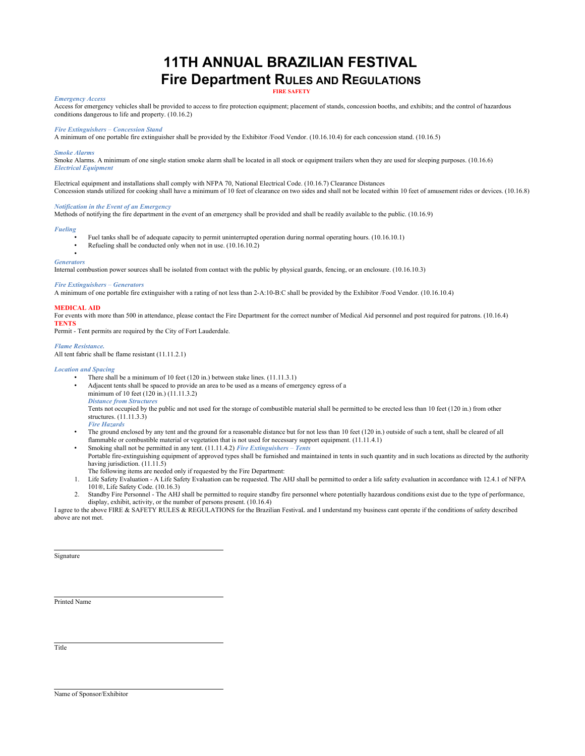# 11TH ANNUAL BRAZILIAN FESTIVAL

## Fire Department Rules and Regulations

**FIRE SAFETY**

***Emergency Access***

Access for emergency vehicles shall be provided to access to fire protection equipment; placement of stands, concession booths, and exhibits; and the control of hazardous conditions dangerous to life and property. (10.16.2)

***Fire Extinguishers – Concession Stand***

A minimum of one portable fire extinguisher shall be provided by the Exhibitor /Food Vendor. (10.16.10.4) for each concession stand. (10.16.5)

***Smoke Alarms***

Smoke Alarms. A minimum of one single station smoke alarm shall be located in all stock or equipment trailers when they are used for sleeping purposes. (10.16.6)

***Electrical Equipment***

Electrical equipment and installations shall comply with NFPA 70, National Electrical Code. (10.16.7) Clearance Distances

Concession stands utilized for cooking shall have a minimum of 10 feet of clearance on two sides and shall not be located within 10 feet of amusement rides or devices. (10.16.8)

***Notification in the Event of an Emergency***

Methods of notifying the fire department in the event of an emergency shall be provided and shall be readily available to the public. (10.16.9)

***Fueling***

- Fuel tanks shall be of adequate capacity to permit uninterrupted operation during normal operating hours. (10.16.10.1)
- Refueling shall be conducted only when not in use. (10.16.10.2)
-

***Generators***

Internal combustion power sources shall be isolated from contact with the public by physical guards, fencing, or an enclosure. (10.16.10.3)

***Fire Extinguishers – Generators***

A minimum of one portable fire extinguisher with a rating of not less than 2-A:10-B:C shall be provided by the Exhibitor /Food Vendor. (10.16.10.4)

**MEDICAL AID**

For events with more than 500 in attendance, please contact the Fire Department for the correct number of Medical Aid personnel and post required for patrons. (10.16.4)

**TENTS**

Permit - Tent permits are required by the City of Fort Lauderdale.

***Flame Resistance.***

All tent fabric shall be flame resistant (11.11.2.1)

***Location and Spacing***

- There shall be a minimum of 10 feet (120 in.) between stake lines. (11.11.3.1)
- Adjacent tents shall be spaced to provide an area to be used as a means of emergency egress of a minimum of 10 feet (120 in.) (11.11.3.2)

  ***Distance from Structures***

  Tents not occupied by the public and not used for the storage of combustible material shall be permitted to be erected less than 10 feet (120 in.) from other structures. (11.11.3.3)

  ***Fire Hazards***

- The ground enclosed by any tent and the ground for a reasonable distance but for not less than 10 feet (120 in.) outside of such a tent, shall be cleared of all flammable or combustible material or vegetation that is not used for necessary support equipment. (11.11.4.1)
- Smoking shall not be permitted in any tent. (11.11.4.2) ***Fire Extinguishers – Tents***

  Portable fire-extinguishing equipment of approved types shall be furnished and maintained in tents in such quantity and in such locations as directed by the authority having jurisdiction. (11.11.5)

  The following items are needed only if requested by the Fire Department:

1. Life Safety Evaluation - A Life Safety Evaluation can be requested. The AHJ shall be permitted to order a life safety evaluation in accordance with 12.4.1 of NFPA 101®, Life Safety Code. (10.16.3)
2. Standby Fire Personnel - The AHJ shall be permitted to require standby fire personnel where potentially hazardous conditions exist due to the type of performance, display, exhibit, activity, or the number of persons present. (10.16.4)

I agree to the above FIRE & SAFETY RULES & REGULATIONS for the Brazilian FestivaL and I understand my business cant operate if the conditions of safety described above are not met.

\_\_\_\_\_\_\_\_\_\_\_\_\_\_\_\_\_\_\_\_\_\_\_\_\_\_\_\_\_\_

Signature

\_\_\_\_\_\_\_\_\_\_\_\_\_\_\_\_\_\_\_\_\_\_\_\_\_\_\_\_\_\_

Printed Name

\_\_\_\_\_\_\_\_\_\_\_\_\_\_\_\_\_\_\_\_\_\_\_\_\_\_\_\_\_\_

Title

\_\_\_\_\_\_\_\_\_\_\_\_\_\_\_\_\_\_\_\_\_\_\_\_\_\_\_\_\_\_

Name of Sponsor/Exhibitor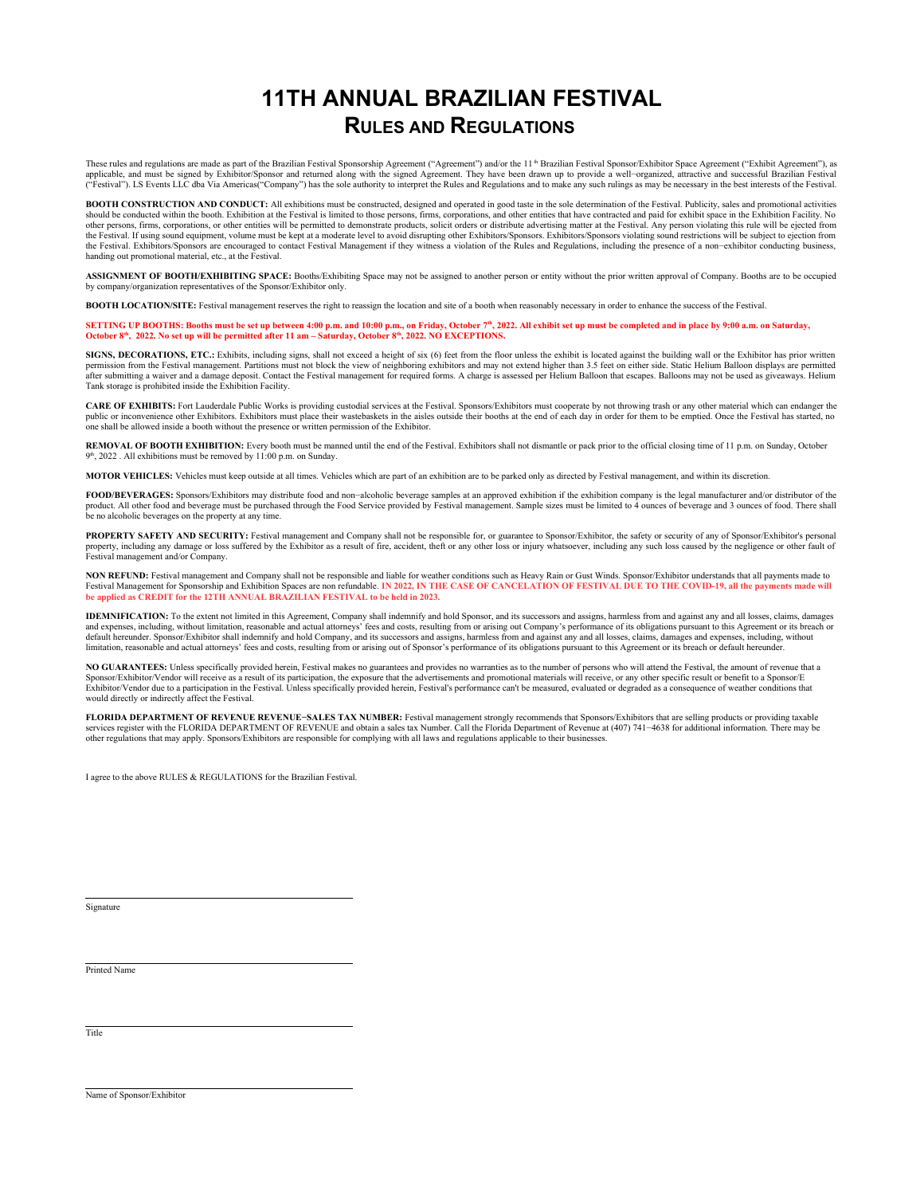# 11TH ANNUAL BRAZILIAN FESTIVAL

## RULES AND REGULATIONS

These rules and regulations are made as part of the Brazilian Festival Sponsorship Agreement ("Agreement") and/or the 11[th] Brazilian Festival Sponsor/Exhibitor Space Agreement ("Exhibit Agreement"), as applicable, and must be signed by Exhibitor/Sponsor and returned along with the signed Agreement. They have been drawn up to provide a well-organized, attractive and successful Brazilian Festival ("Festival"). LS Events LLC dba Via Americas("Company") has the sole authority to interpret the Rules and Regulations and to make any such rulings as may be necessary in the best interests of the Festival.

**BOOTH CONSTRUCTION AND CONDUCT:** All exhibitions must be constructed, designed and operated in good taste in the sole determination of the Festival. Publicity, sales and promotional activities should be conducted within the booth. Exhibition at the Festival is limited to those persons, firms, corporations, and other entities that have contracted and paid for exhibit space in the Exhibition Facility. No other persons, firms, corporations, or other entities will be permitted to demonstrate products, solicit orders or distribute advertising matter at the Festival. Any person violating this rule will be ejected from the Festival. If using sound equipment, volume must be kept at a moderate level to avoid disrupting other Exhibitors/Sponsors. Exhibitors/Sponsors violating sound restrictions will be subject to ejection from the Festival. Exhibitors/Sponsors are encouraged to contact Festival Management if they witness a violation of the Rules and Regulations, including the presence of a non-exhibitor conducting business, handing out promotional material, etc., at the Festival.

**ASSIGNMENT OF BOOTH/EXHIBITING SPACE:** Booths/Exhibiting Space may not be assigned to another person or entity without the prior written approval of Company. Booths are to be occupied by company/organization representatives of the Sponsor/Exhibitor only.

**BOOTH LOCATION/SITE:** Festival management reserves the right to reassign the location and site of a booth when reasonably necessary in order to enhance the success of the Festival.

**SETTING UP BOOTHS: Booths must be set up between 4:00 p.m. and 10:00 p.m., on Friday, October 7th, 2022. All exhibit set up must be completed and in place by 9:00 a.m. on Saturday, October 8th, 2022. No set up will be permitted after 11 am – Saturday, October 8th, 2022. NO EXCEPTIONS.**

**SIGNS, DECORATIONS, ETC.:** Exhibits, including signs, shall not exceed a height of six (6) feet from the floor unless the exhibit is located against the building wall or the Exhibitor has prior written permission from the Festival management. Partitions must not block the view of neighboring exhibitors and may not extend higher than 3.5 feet on either side. Static Helium Balloon displays are permitted after submitting a waiver and a damage deposit. Contact the Festival management for required forms. A charge is assessed per Helium Balloon that escapes. Balloons may not be used as giveaways. Helium Tank storage is prohibited inside the Exhibition Facility.

**CARE OF EXHIBITS:** Fort Lauderdale Public Works is providing custodial services at the Festival. Sponsors/Exhibitors must cooperate by not throwing trash or any other material which can endanger the public or inconvenience other Exhibitors. Exhibitors must place their wastebaskets in the aisles outside their booths at the end of each day in order for them to be emptied. Once the Festival has started, no one shall be allowed inside a booth without the presence or written permission of the Exhibitor.

**REMOVAL OF BOOTH EXHIBITION:** Every booth must be manned until the end of the Festival. Exhibitors shall not dismantle or pack prior to the official closing time of 11 p.m. on Sunday, October 9th, 2022 . All exhibitions must be removed by 11:00 p.m. on Sunday.

**MOTOR VEHICLES:** Vehicles must keep outside at all times. Vehicles which are part of an exhibition are to be parked only as directed by Festival management, and within its discretion.

**FOOD/BEVERAGES:** Sponsors/Exhibitors may distribute food and non-alcoholic beverage samples at an approved exhibition if the exhibition company is the legal manufacturer and/or distributor of the product. All other food and beverage must be purchased through the Food Service provided by Festival management. Sample sizes must be limited to 4 ounces of beverage and 3 ounces of food. There shall be no alcoholic beverages on the property at any time.

**PROPERTY SAFETY AND SECURITY:** Festival management and Company shall not be responsible for, or guarantee to Sponsor/Exhibitor, the safety or security of any of Sponsor/Exhibitor's personal property, including any damage or loss suffered by the Exhibitor as a result of fire, accident, theft or any other loss or injury whatsoever, including any such loss caused by the negligence or other fault of Festival management and/or Company.

**NON REFUND:** Festival management and Company shall not be responsible and liable for weather conditions such as Heavy Rain or Gust Winds. Sponsor/Exhibitor understands that all payments made to Festival Management for Sponsorship and Exhibition Spaces are non refundable. **IN 2022, IN THE CASE OF CANCELATION OF FESTIVAL DUE TO THE COVID-19, all the payments made will be applied as CREDIT for the 12TH ANNUAL BRAZILIAN FESTIVAL to be held in 2023.**

**IDEMNIFICATION:** To the extent not limited in this Agreement, Company shall indemnify and hold Sponsor, and its successors and assigns, harmless from and against any and all losses, claims, damages and expenses, including, without limitation, reasonable and actual attorneys' fees and costs, resulting from or arising out Company's performance of its obligations pursuant to this Agreement or its breach or default hereunder. Sponsor/Exhibitor shall indemnify and hold Company, and its successors and assigns, harmless from and against any and all losses, claims, damages and expenses, including, without limitation, reasonable and actual attorneys' fees and costs, resulting from or arising out of Sponsor's performance of its obligations pursuant to this Agreement or its breach or default hereunder.

**NO GUARANTEES:** Unless specifically provided herein, Festival makes no guarantees and provides no warranties as to the number of persons who will attend the Festival, the amount of revenue that a Sponsor/Exhibitor/Vendor will receive as a result of its participation, the exposure that the advertisements and promotional materials will receive, or any other specific result or benefit to a Sponsor/E Exhibitor/Vendor due to a participation in the Festival. Unless specifically provided herein, Festival's performance can't be measured, evaluated or degraded as a consequence of weather conditions that would directly or indirectly affect the Festival.

**FLORIDA DEPARTMENT OF REVENUE REVENUE-SALES TAX NUMBER:** Festival management strongly recommends that Sponsors/Exhibitors that are selling products or providing taxable services register with the FLORIDA DEPARTMENT OF REVENUE and obtain a sales tax Number. Call the Florida Department of Revenue at (407) 741-4638 for additional information. There may be other regulations that may apply. Sponsors/Exhibitors are responsible for complying with all laws and regulations applicable to their businesses.

I agree to the above RULES & REGULATIONS for the Brazilian Festival.

\_\_\_\_\_\_\_\_\_\_\_\_\_\_\_\_\_\_\_\_\_\_\_\_\_\_\_\_\_\_\_\_\_\_\_\_
Signature

\_\_\_\_\_\_\_\_\_\_\_\_\_\_\_\_\_\_\_\_\_\_\_\_\_\_\_\_\_\_\_\_\_\_\_\_
Printed Name

\_\_\_\_\_\_\_\_\_\_\_\_\_\_\_\_\_\_\_\_\_\_\_\_\_\_\_\_\_\_\_\_\_\_\_\_
Title

\_\_\_\_\_\_\_\_\_\_\_\_\_\_\_\_\_\_\_\_\_\_\_\_\_\_\_\_\_\_\_\_\_\_\_\_
Name of Sponsor/Exhibitor